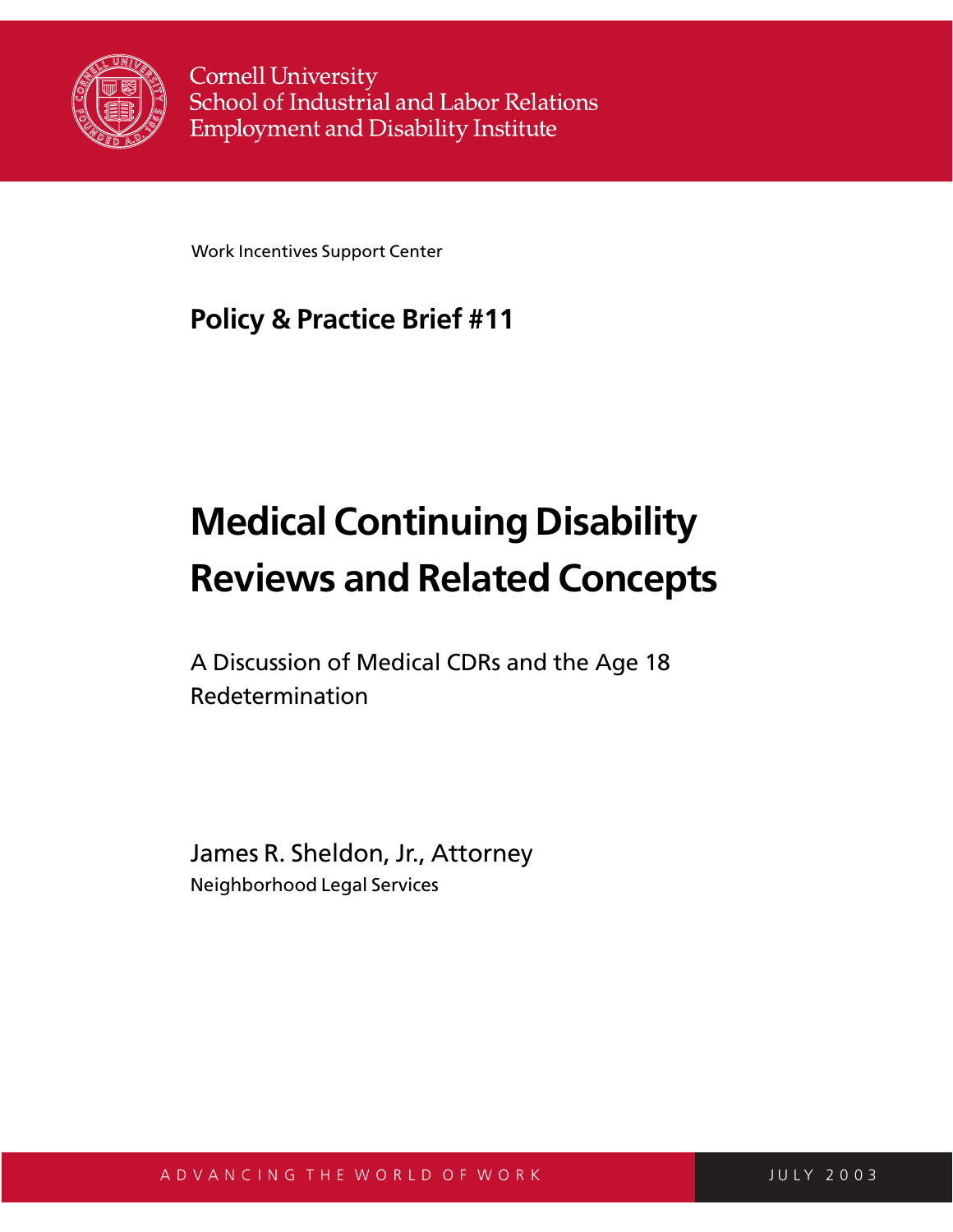Cornell University
School of Industrial and Labor Relations
Employment and Disability Institute

Work Incentives Support Center

**Policy & Practice Brief #11**

# Medical Continuing Disability Reviews and Related Concepts

A Discussion of Medical CDRs and the Age 18 Redetermination

James R. Sheldon, Jr., Attorney
Neighborhood Legal Services

ADVANCING THE WORLD OF WORK

JULY 2003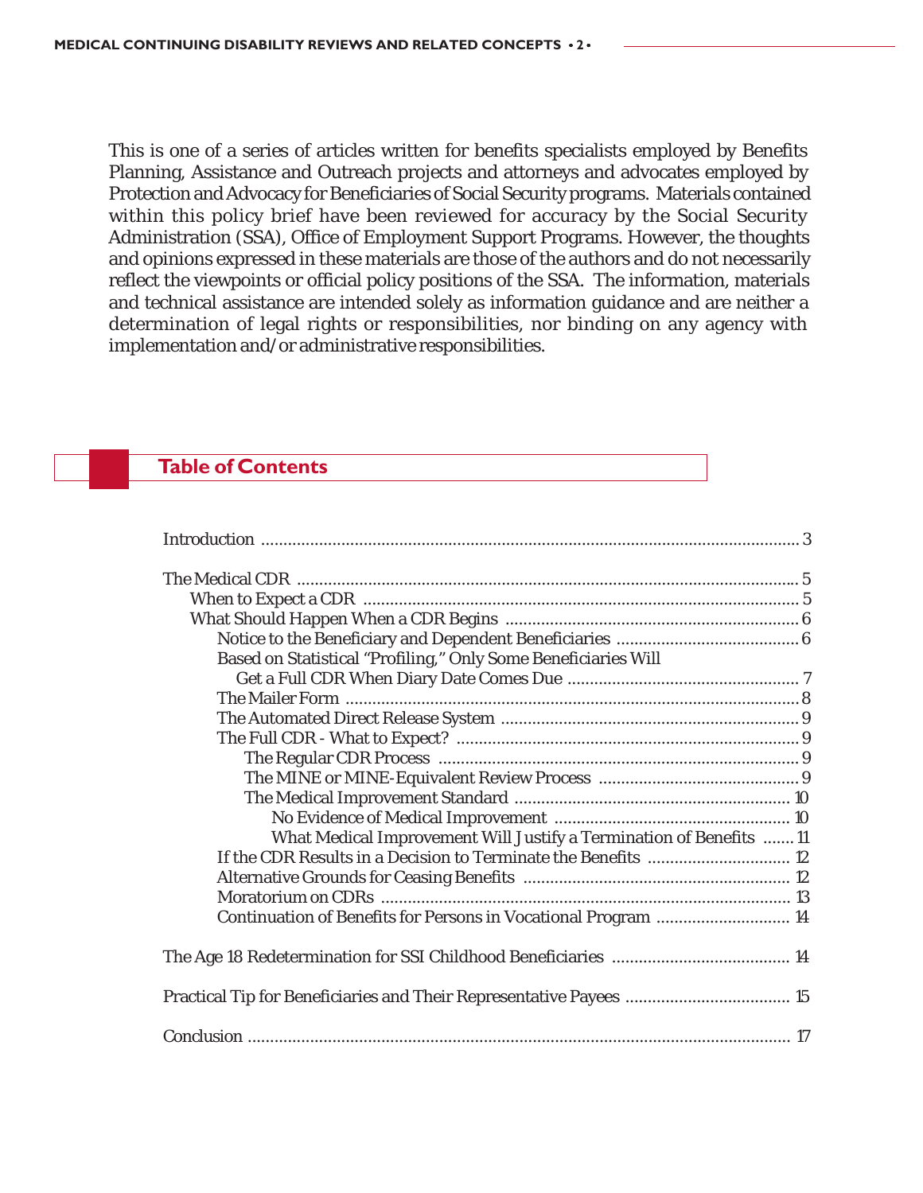This is one of a series of articles written for benefits specialists employed by Benefits Planning, Assistance and Outreach projects and attorneys and advocates employed by Protection and Advocacy for Beneficiaries of Social Security programs. Materials contained within this policy brief have been reviewed for accuracy by the Social Security Administration (SSA), Office of Employment Support Programs. However, the thoughts and opinions expressed in these materials are those of the authors and do not necessarily reflect the viewpoints or official policy positions of the SSA. The information, materials and technical assistance are intended solely as information guidance and are neither a determination of legal rights or responsibilities, nor binding on any agency with implementation and/or administrative responsibilities.

## Table of Contents

Introduction ..... 3

The Medical CDR ..... 5
- When to Expect a CDR ..... 5
- What Should Happen When a CDR Begins ..... 6
  - Notice to the Beneficiary and Dependent Beneficiaries ..... 6
  - Based on Statistical "Profiling," Only Some Beneficiaries Will Get a Full CDR When Diary Date Comes Due ..... 7
  - The Mailer Form ..... 8
  - The Automated Direct Release System ..... 9
  - The Full CDR - What to Expect? ..... 9
    - The Regular CDR Process ..... 9
    - The MINE or MINE-Equivalent Review Process ..... 9
    - The Medical Improvement Standard ..... 10
      - No Evidence of Medical Improvement ..... 10
      - What Medical Improvement Will Justify a Termination of Benefits ..... 11
  - If the CDR Results in a Decision to Terminate the Benefits ..... 12
  - Alternative Grounds for Ceasing Benefits ..... 12
  - Moratorium on CDRs ..... 13
  - Continuation of Benefits for Persons in Vocational Program ..... 14

The Age 18 Redetermination for SSI Childhood Beneficiaries ..... 14

Practical Tip for Beneficiaries and Their Representative Payees ..... 15

Conclusion ..... 17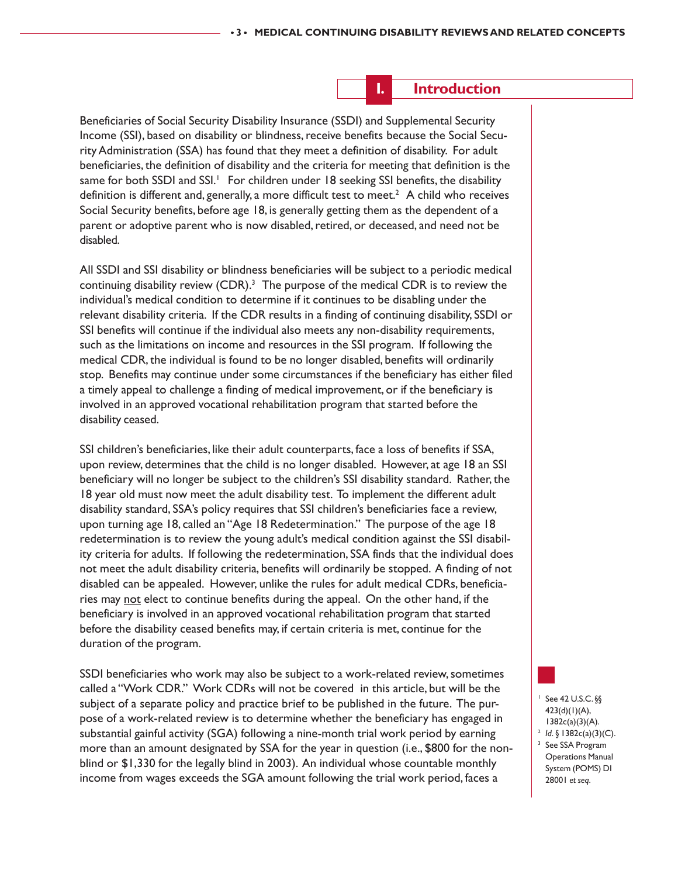# I. Introduction

Beneficiaries of Social Security Disability Insurance (SSDI) and Supplemental Security Income (SSI), based on disability or blindness, receive benefits because the Social Security Administration (SSA) has found that they meet a definition of disability. For adult beneficiaries, the definition of disability and the criteria for meeting that definition is the same for both SSDI and SSI.[1] For children under 18 seeking SSI benefits, the disability definition is different and, generally, a more difficult test to meet.[2] A child who receives Social Security benefits, before age 18, is generally getting them as the dependent of a parent or adoptive parent who is now disabled, retired, or deceased, and need not be disabled.

All SSDI and SSI disability or blindness beneficiaries will be subject to a periodic medical continuing disability review (CDR).[3] The purpose of the medical CDR is to review the individual's medical condition to determine if it continues to be disabling under the relevant disability criteria. If the CDR results in a finding of continuing disability, SSDI or SSI benefits will continue if the individual also meets any non-disability requirements, such as the limitations on income and resources in the SSI program. If following the medical CDR, the individual is found to be no longer disabled, benefits will ordinarily stop. Benefits may continue under some circumstances if the beneficiary has either filed a timely appeal to challenge a finding of medical improvement, or if the beneficiary is involved in an approved vocational rehabilitation program that started before the disability ceased.

SSI children's beneficiaries, like their adult counterparts, face a loss of benefits if SSA, upon review, determines that the child is no longer disabled. However, at age 18 an SSI beneficiary will no longer be subject to the children's SSI disability standard. Rather, the 18 year old must now meet the adult disability test. To implement the different adult disability standard, SSA's policy requires that SSI children's beneficiaries face a review, upon turning age 18, called an "Age 18 Redetermination." The purpose of the age 18 redetermination is to review the young adult's medical condition against the SSI disability criteria for adults. If following the redetermination, SSA finds that the individual does not meet the adult disability criteria, benefits will ordinarily be stopped. A finding of not disabled can be appealed. However, unlike the rules for adult medical CDRs, beneficiaries may <u>not</u> elect to continue benefits during the appeal. On the other hand, if the beneficiary is involved in an approved vocational rehabilitation program that started before the disability ceased benefits may, if certain criteria is met, continue for the duration of the program.

SSDI beneficiaries who work may also be subject to a work-related review, sometimes called a "Work CDR." Work CDRs will not be covered in this article, but will be the subject of a separate policy and practice brief to be published in the future. The purpose of a work-related review is to determine whether the beneficiary has engaged in substantial gainful activity (SGA) following a nine-month trial work period by earning more than an amount designated by SSA for the year in question (i.e., $800 for the non-blind or $1,330 for the legally blind in 2003). An individual whose countable monthly income from wages exceeds the SGA amount following the trial work period, faces a

---

[1] See 42 U.S.C. §§ 423(d)(1)(A), 1382c(a)(3)(A).

[2] *Id.* § 1382c(a)(3)(C).

[3] See SSA Program Operations Manual System (POMS) DI 28001 *et seq.*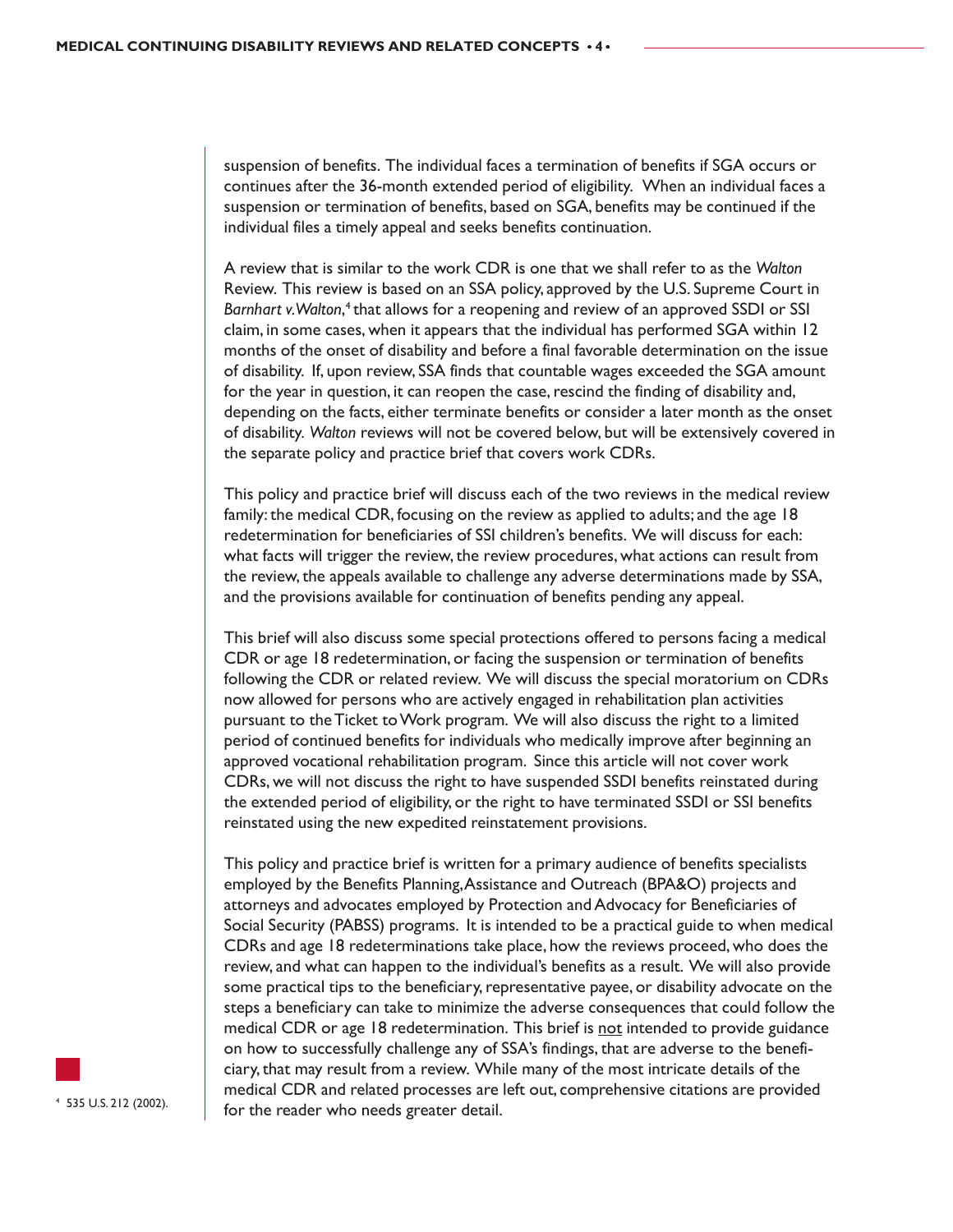suspension of benefits. The individual faces a termination of benefits if SGA occurs or continues after the 36-month extended period of eligibility. When an individual faces a suspension or termination of benefits, based on SGA, benefits may be continued if the individual files a timely appeal and seeks benefits continuation.

A review that is similar to the work CDR is one that we shall refer to as the *Walton* Review. This review is based on an SSA policy, approved by the U.S. Supreme Court in *Barnhart v. Walton*,[4] that allows for a reopening and review of an approved SSDI or SSI claim, in some cases, when it appears that the individual has performed SGA within 12 months of the onset of disability and before a final favorable determination on the issue of disability. If, upon review, SSA finds that countable wages exceeded the SGA amount for the year in question, it can reopen the case, rescind the finding of disability and, depending on the facts, either terminate benefits or consider a later month as the onset of disability. *Walton* reviews will not be covered below, but will be extensively covered in the separate policy and practice brief that covers work CDRs.

This policy and practice brief will discuss each of the two reviews in the medical review family: the medical CDR, focusing on the review as applied to adults; and the age 18 redetermination for beneficiaries of SSI children's benefits. We will discuss for each: what facts will trigger the review, the review procedures, what actions can result from the review, the appeals available to challenge any adverse determinations made by SSA, and the provisions available for continuation of benefits pending any appeal.

This brief will also discuss some special protections offered to persons facing a medical CDR or age 18 redetermination, or facing the suspension or termination of benefits following the CDR or related review. We will discuss the special moratorium on CDRs now allowed for persons who are actively engaged in rehabilitation plan activities pursuant to the Ticket to Work program. We will also discuss the right to a limited period of continued benefits for individuals who medically improve after beginning an approved vocational rehabilitation program. Since this article will not cover work CDRs, we will not discuss the right to have suspended SSDI benefits reinstated during the extended period of eligibility, or the right to have terminated SSDI or SSI benefits reinstated using the new expedited reinstatement provisions.

This policy and practice brief is written for a primary audience of benefits specialists employed by the Benefits Planning, Assistance and Outreach (BPA&O) projects and attorneys and advocates employed by Protection and Advocacy for Beneficiaries of Social Security (PABSS) programs. It is intended to be a practical guide to when medical CDRs and age 18 redeterminations take place, how the reviews proceed, who does the review, and what can happen to the individual's benefits as a result. We will also provide some practical tips to the beneficiary, representative payee, or disability advocate on the steps a beneficiary can take to minimize the adverse consequences that could follow the medical CDR or age 18 redetermination. This brief is <u>not</u> intended to provide guidance on how to successfully challenge any of SSA's findings, that are adverse to the beneficiary, that may result from a review. While many of the most intricate details of the medical CDR and related processes are left out, comprehensive citations are provided for the reader who needs greater detail.

[4] 535 U.S. 212 (2002).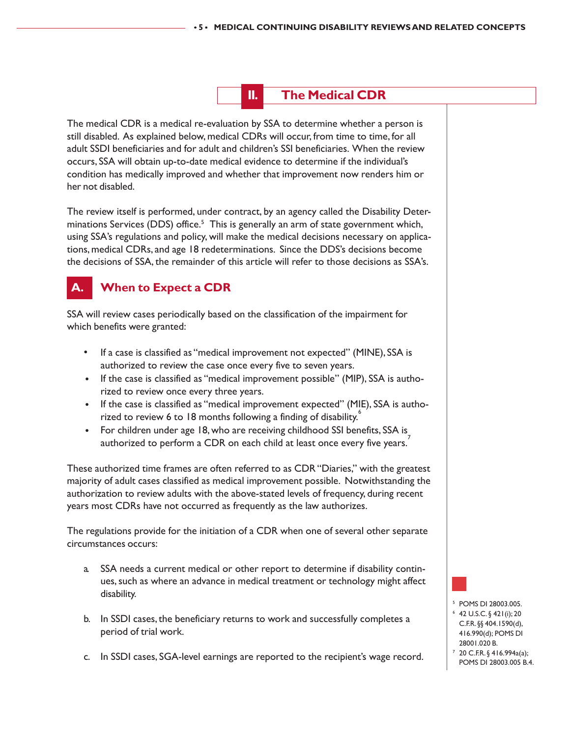## II. The Medical CDR

The medical CDR is a medical re-evaluation by SSA to determine whether a person is still disabled. As explained below, medical CDRs will occur, from time to time, for all adult SSDI beneficiaries and for adult and children's SSI beneficiaries. When the review occurs, SSA will obtain up-to-date medical evidence to determine if the individual's condition has medically improved and whether that improvement now renders him or her not disabled.

The review itself is performed, under contract, by an agency called the Disability Determinations Services (DDS) office.[5] This is generally an arm of state government which, using SSA's regulations and policy, will make the medical decisions necessary on applications, medical CDRs, and age 18 redeterminations. Since the DDS's decisions become the decisions of SSA, the remainder of this article will refer to those decisions as SSA's.

### A. When to Expect a CDR

SSA will review cases periodically based on the classification of the impairment for which benefits were granted:

- If a case is classified as "medical improvement not expected" (MINE), SSA is authorized to review the case once every five to seven years.
- If the case is classified as "medical improvement possible" (MIP), SSA is authorized to review once every three years.
- If the case is classified as "medical improvement expected" (MIE), SSA is authorized to review 6 to 18 months following a finding of disability.[6]
- For children under age 18, who are receiving childhood SSI benefits, SSA is authorized to perform a CDR on each child at least once every five years.[7]

These authorized time frames are often referred to as CDR "Diaries," with the greatest majority of adult cases classified as medical improvement possible. Notwithstanding the authorization to review adults with the above-stated levels of frequency, during recent years most CDRs have not occurred as frequently as the law authorizes.

The regulations provide for the initiation of a CDR when one of several other separate circumstances occurs:

a. SSA needs a current medical or other report to determine if disability continues, such as where an advance in medical treatment or technology might affect disability.

b. In SSDI cases, the beneficiary returns to work and successfully completes a period of trial work.

c. In SSDI cases, SGA-level earnings are reported to the recipient's wage record.

---

[5] POMS DI 28003.005.

[6] 42 U.S.C. § 421(i); 20 C.F.R. §§ 404.1590(d), 416.990(d); POMS DI 28001.020 B.

[7] 20 C.F.R. § 416.994a(a); POMS DI 28003.005 B.4.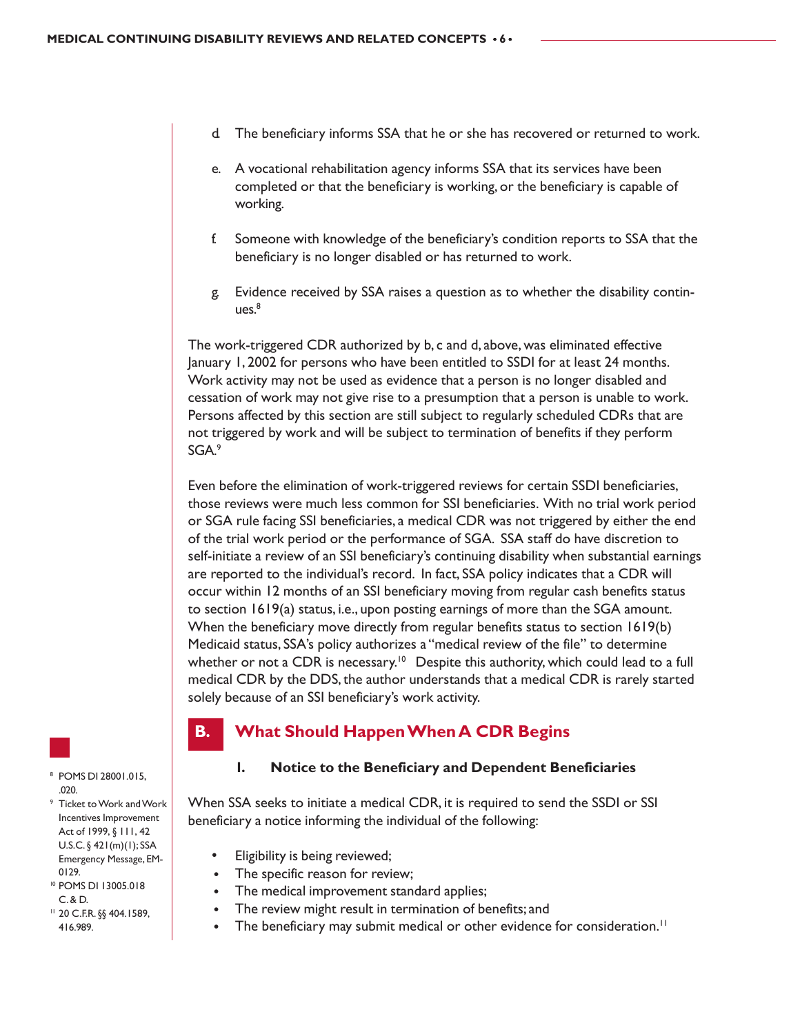d. The beneficiary informs SSA that he or she has recovered or returned to work.

e. A vocational rehabilitation agency informs SSA that its services have been completed or that the beneficiary is working, or the beneficiary is capable of working.

f. Someone with knowledge of the beneficiary's condition reports to SSA that the beneficiary is no longer disabled or has returned to work.

g. Evidence received by SSA raises a question as to whether the disability continues.[8]

The work-triggered CDR authorized by b, c and d, above, was eliminated effective January 1, 2002 for persons who have been entitled to SSDI for at least 24 months. Work activity may not be used as evidence that a person is no longer disabled and cessation of work may not give rise to a presumption that a person is unable to work. Persons affected by this section are still subject to regularly scheduled CDRs that are not triggered by work and will be subject to termination of benefits if they perform SGA.[9]

Even before the elimination of work-triggered reviews for certain SSDI beneficiaries, those reviews were much less common for SSI beneficiaries. With no trial work period or SGA rule facing SSI beneficiaries, a medical CDR was not triggered by either the end of the trial work period or the performance of SGA. SSA staff do have discretion to self-initiate a review of an SSI beneficiary's continuing disability when substantial earnings are reported to the individual's record. In fact, SSA policy indicates that a CDR will occur within 12 months of an SSI beneficiary moving from regular cash benefits status to section 1619(a) status, i.e., upon posting earnings of more than the SGA amount. When the beneficiary move directly from regular benefits status to section 1619(b) Medicaid status, SSA's policy authorizes a "medical review of the file" to determine whether or not a CDR is necessary.[10] Despite this authority, which could lead to a full medical CDR by the DDS, the author understands that a medical CDR is rarely started solely because of an SSI beneficiary's work activity.

## B. What Should Happen When A CDR Begins

### 1. Notice to the Beneficiary and Dependent Beneficiaries

When SSA seeks to initiate a medical CDR, it is required to send the SSDI or SSI beneficiary a notice informing the individual of the following:

- Eligibility is being reviewed;
- The specific reason for review;
- The medical improvement standard applies;
- The review might result in termination of benefits; and
- The beneficiary may submit medical or other evidence for consideration.[11]

[8] POMS DI 28001.015, .020.

[9] Ticket to Work and Work Incentives Improvement Act of 1999, § 111, 42 U.S.C. § 421(m)(1); SSA Emergency Message, EM-0129.

[10] POMS DI 13005.018 C. & D.

[11] 20 C.F.R. §§ 404.1589, 416.989.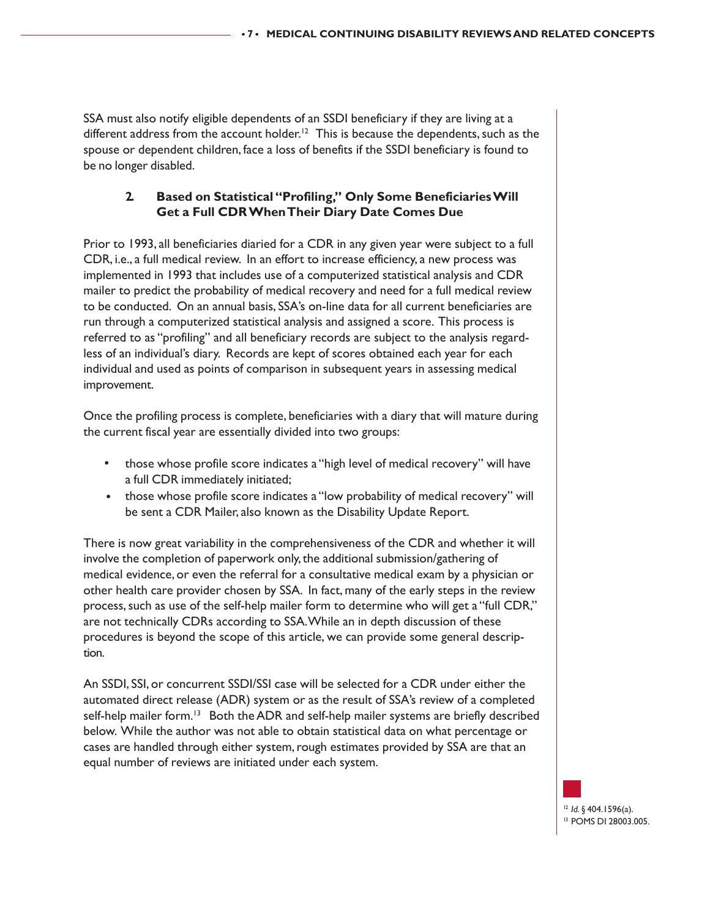SSA must also notify eligible dependents of an SSDI beneficiary if they are living at a different address from the account holder.[12] This is because the dependents, such as the spouse or dependent children, face a loss of benefits if the SSDI beneficiary is found to be no longer disabled.

### 2. Based on Statistical "Profiling," Only Some Beneficiaries Will Get a Full CDR When Their Diary Date Comes Due

Prior to 1993, all beneficiaries diaried for a CDR in any given year were subject to a full CDR, i.e., a full medical review. In an effort to increase efficiency, a new process was implemented in 1993 that includes use of a computerized statistical analysis and CDR mailer to predict the probability of medical recovery and need for a full medical review to be conducted. On an annual basis, SSA's on-line data for all current beneficiaries are run through a computerized statistical analysis and assigned a score. This process is referred to as "profiling" and all beneficiary records are subject to the analysis regardless of an individual's diary. Records are kept of scores obtained each year for each individual and used as points of comparison in subsequent years in assessing medical improvement.

Once the profiling process is complete, beneficiaries with a diary that will mature during the current fiscal year are essentially divided into two groups:

- those whose profile score indicates a "high level of medical recovery" will have a full CDR immediately initiated;
- those whose profile score indicates a "low probability of medical recovery" will be sent a CDR Mailer, also known as the Disability Update Report.

There is now great variability in the comprehensiveness of the CDR and whether it will involve the completion of paperwork only, the additional submission/gathering of medical evidence, or even the referral for a consultative medical exam by a physician or other health care provider chosen by SSA. In fact, many of the early steps in the review process, such as use of the self-help mailer form to determine who will get a "full CDR," are not technically CDRs according to SSA. While an in depth discussion of these procedures is beyond the scope of this article, we can provide some general description.

An SSDI, SSI, or concurrent SSDI/SSI case will be selected for a CDR under either the automated direct release (ADR) system or as the result of SSA's review of a completed self-help mailer form.[13] Both the ADR and self-help mailer systems are briefly described below. While the author was not able to obtain statistical data on what percentage or cases are handled through either system, rough estimates provided by SSA are that an equal number of reviews are initiated under each system.

[12] *Id.* § 404.1596(a).
[13] POMS DI 28003.005.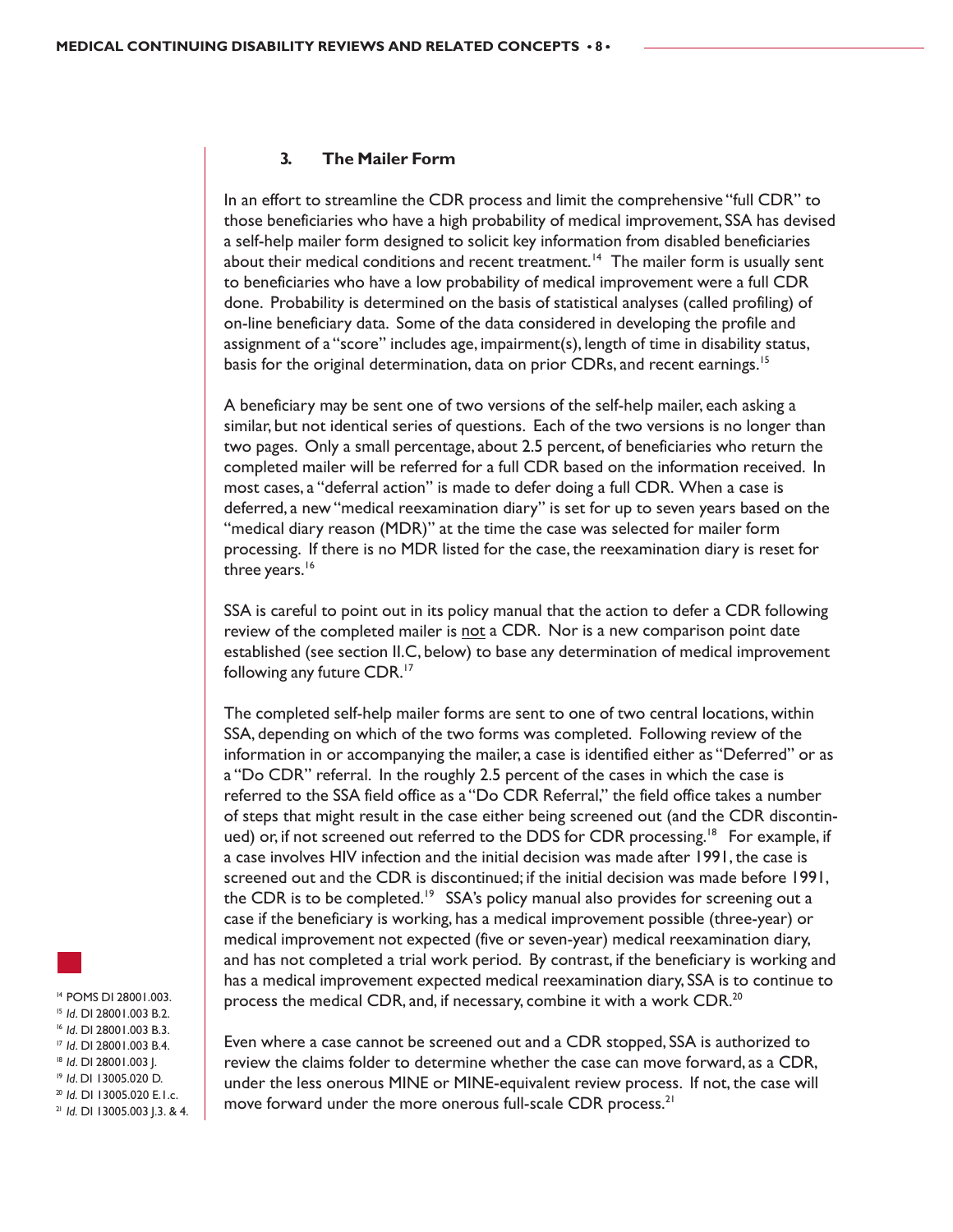### 3. The Mailer Form

In an effort to streamline the CDR process and limit the comprehensive "full CDR" to those beneficiaries who have a high probability of medical improvement, SSA has devised a self-help mailer form designed to solicit key information from disabled beneficiaries about their medical conditions and recent treatment.[14] The mailer form is usually sent to beneficiaries who have a low probability of medical improvement were a full CDR done. Probability is determined on the basis of statistical analyses (called profiling) of on-line beneficiary data. Some of the data considered in developing the profile and assignment of a "score" includes age, impairment(s), length of time in disability status, basis for the original determination, data on prior CDRs, and recent earnings.[15]

A beneficiary may be sent one of two versions of the self-help mailer, each asking a similar, but not identical series of questions. Each of the two versions is no longer than two pages. Only a small percentage, about 2.5 percent, of beneficiaries who return the completed mailer will be referred for a full CDR based on the information received. In most cases, a "deferral action" is made to defer doing a full CDR. When a case is deferred, a new "medical reexamination diary" is set for up to seven years based on the "medical diary reason (MDR)" at the time the case was selected for mailer form processing. If there is no MDR listed for the case, the reexamination diary is reset for three years.[16]

SSA is careful to point out in its policy manual that the action to defer a CDR following review of the completed mailer is <u>not</u> a CDR. Nor is a new comparison point date established (see section II.C, below) to base any determination of medical improvement following any future CDR.[17]

The completed self-help mailer forms are sent to one of two central locations, within SSA, depending on which of the two forms was completed. Following review of the information in or accompanying the mailer, a case is identified either as "Deferred" or as a "Do CDR" referral. In the roughly 2.5 percent of the cases in which the case is referred to the SSA field office as a "Do CDR Referral," the field office takes a number of steps that might result in the case either being screened out (and the CDR discontinued) or, if not screened out referred to the DDS for CDR processing.[18] For example, if a case involves HIV infection and the initial decision was made after 1991, the case is screened out and the CDR is discontinued; if the initial decision was made before 1991, the CDR is to be completed.[19] SSA's policy manual also provides for screening out a case if the beneficiary is working, has a medical improvement possible (three-year) or medical improvement not expected (five or seven-year) medical reexamination diary, and has not completed a trial work period. By contrast, if the beneficiary is working and has a medical improvement expected medical reexamination diary, SSA is to continue to process the medical CDR, and, if necessary, combine it with a work CDR.[20]

Even where a case cannot be screened out and a CDR stopped, SSA is authorized to review the claims folder to determine whether the case can move forward, as a CDR, under the less onerous MINE or MINE-equivalent review process. If not, the case will move forward under the more onerous full-scale CDR process.[21]

---

[14] POMS DI 28001.003.
[15] *Id*. DI 28001.003 B.2.
[16] *Id*. DI 28001.003 B.3.
[17] *Id*. DI 28001.003 B.4.
[18] *Id*. DI 28001.003 J.
[19] *Id*. DI 13005.020 D.
[20] *Id.* DI 13005.020 E.1.c.
[21] *Id*. DI 13005.003 J.3. & 4.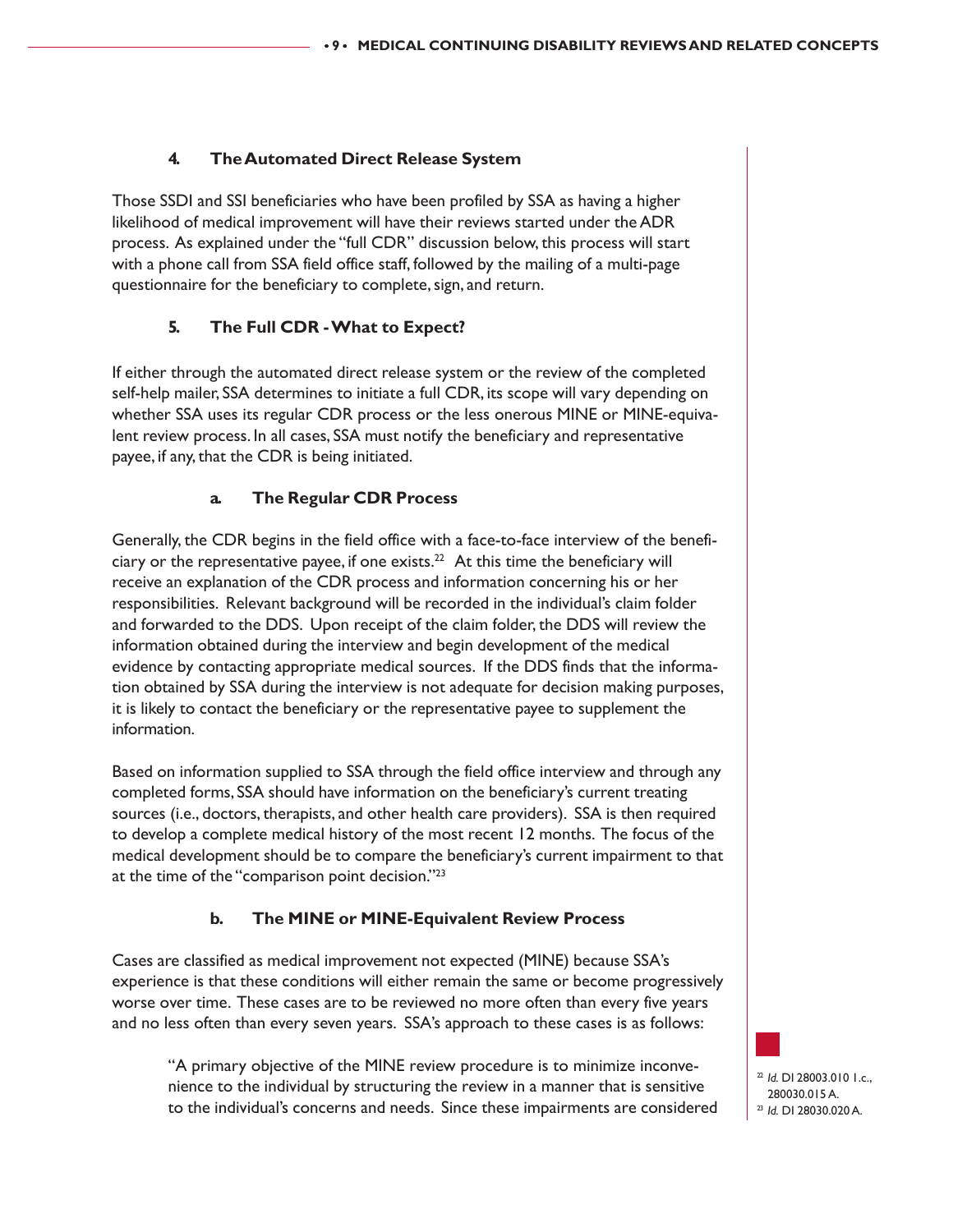### 4. The Automated Direct Release System

Those SSDI and SSI beneficiaries who have been profiled by SSA as having a higher likelihood of medical improvement will have their reviews started under the ADR process. As explained under the "full CDR" discussion below, this process will start with a phone call from SSA field office staff, followed by the mailing of a multi-page questionnaire for the beneficiary to complete, sign, and return.

### 5. The Full CDR - What to Expect?

If either through the automated direct release system or the review of the completed self-help mailer, SSA determines to initiate a full CDR, its scope will vary depending on whether SSA uses its regular CDR process or the less onerous MINE or MINE-equivalent review process. In all cases, SSA must notify the beneficiary and representative payee, if any, that the CDR is being initiated.

#### a. The Regular CDR Process

Generally, the CDR begins in the field office with a face-to-face interview of the beneficiary or the representative payee, if one exists.[22] At this time the beneficiary will receive an explanation of the CDR process and information concerning his or her responsibilities. Relevant background will be recorded in the individual's claim folder and forwarded to the DDS. Upon receipt of the claim folder, the DDS will review the information obtained during the interview and begin development of the medical evidence by contacting appropriate medical sources. If the DDS finds that the information obtained by SSA during the interview is not adequate for decision making purposes, it is likely to contact the beneficiary or the representative payee to supplement the information.

Based on information supplied to SSA through the field office interview and through any completed forms, SSA should have information on the beneficiary's current treating sources (i.e., doctors, therapists, and other health care providers). SSA is then required to develop a complete medical history of the most recent 12 months. The focus of the medical development should be to compare the beneficiary's current impairment to that at the time of the "comparison point decision."[23]

#### b. The MINE or MINE-Equivalent Review Process

Cases are classified as medical improvement not expected (MINE) because SSA's experience is that these conditions will either remain the same or become progressively worse over time. These cases are to be reviewed no more often than every five years and no less often than every seven years. SSA's approach to these cases is as follows:

> "A primary objective of the MINE review procedure is to minimize inconvenience to the individual by structuring the review in a manner that is sensitive to the individual's concerns and needs. Since these impairments are considered

---

[22] *Id.* DI 28003.010 1.c., 280030.015 A.

[23] *Id.* DI 28030.020 A.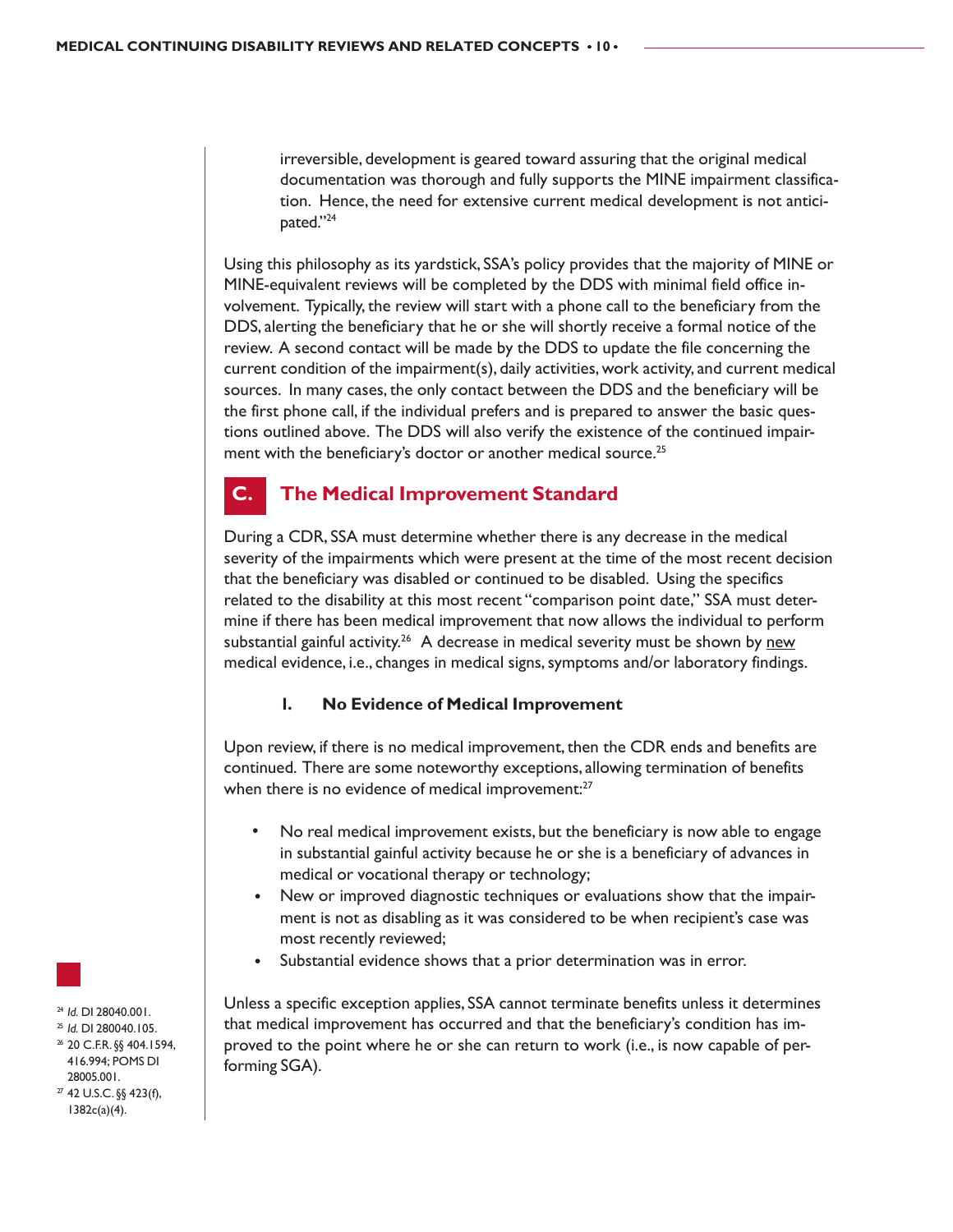irreversible, development is geared toward assuring that the original medical documentation was thorough and fully supports the MINE impairment classification. Hence, the need for extensive current medical development is not anticipated."[24]

Using this philosophy as its yardstick, SSA's policy provides that the majority of MINE or MINE-equivalent reviews will be completed by the DDS with minimal field office involvement. Typically, the review will start with a phone call to the beneficiary from the DDS, alerting the beneficiary that he or she will shortly receive a formal notice of the review. A second contact will be made by the DDS to update the file concerning the current condition of the impairment(s), daily activities, work activity, and current medical sources. In many cases, the only contact between the DDS and the beneficiary will be the first phone call, if the individual prefers and is prepared to answer the basic questions outlined above. The DDS will also verify the existence of the continued impairment with the beneficiary's doctor or another medical source.[25]

## C. The Medical Improvement Standard

During a CDR, SSA must determine whether there is any decrease in the medical severity of the impairments which were present at the time of the most recent decision that the beneficiary was disabled or continued to be disabled. Using the specifics related to the disability at this most recent "comparison point date," SSA must determine if there has been medical improvement that now allows the individual to perform substantial gainful activity.[26] A decrease in medical severity must be shown by new medical evidence, i.e., changes in medical signs, symptoms and/or laboratory findings.

### 1. No Evidence of Medical Improvement

Upon review, if there is no medical improvement, then the CDR ends and benefits are continued. There are some noteworthy exceptions, allowing termination of benefits when there is no evidence of medical improvement:[27]

- No real medical improvement exists, but the beneficiary is now able to engage in substantial gainful activity because he or she is a beneficiary of advances in medical or vocational therapy or technology;
- New or improved diagnostic techniques or evaluations show that the impairment is not as disabling as it was considered to be when recipient's case was most recently reviewed;
- Substantial evidence shows that a prior determination was in error.

Unless a specific exception applies, SSA cannot terminate benefits unless it determines that medical improvement has occurred and that the beneficiary's condition has improved to the point where he or she can return to work (i.e., is now capable of performing SGA).

---

[24] *Id.* DI 28040.001.
[25] *Id.* DI 280040.105.
[26] 20 C.F.R. §§ 404.1594, 416.994; POMS DI 28005.001.
[27] 42 U.S.C. §§ 423(f), 1382c(a)(4).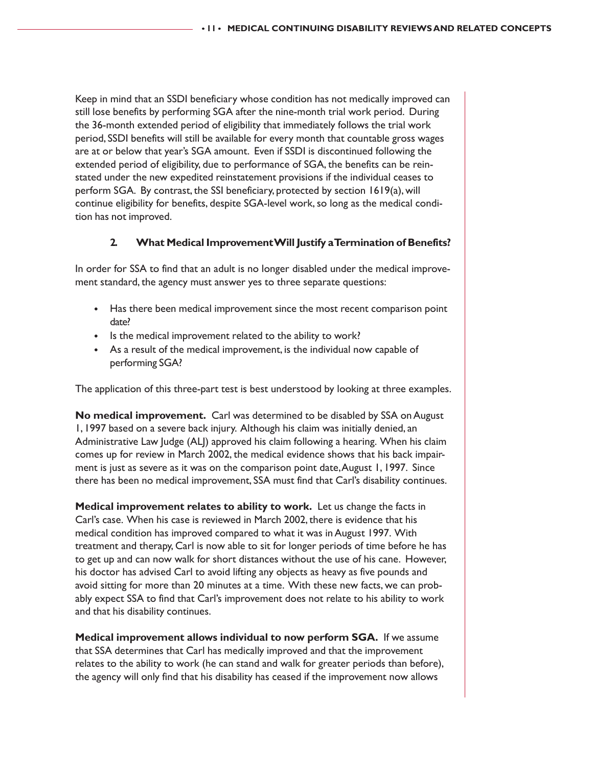Keep in mind that an SSDI beneficiary whose condition has not medically improved can still lose benefits by performing SGA after the nine-month trial work period. During the 36-month extended period of eligibility that immediately follows the trial work period, SSDI benefits will still be available for every month that countable gross wages are at or below that year's SGA amount. Even if SSDI is discontinued following the extended period of eligibility, due to performance of SGA, the benefits can be reinstated under the new expedited reinstatement provisions if the individual ceases to perform SGA. By contrast, the SSI beneficiary, protected by section 1619(a), will continue eligibility for benefits, despite SGA-level work, so long as the medical condition has not improved.

### 2. What Medical Improvement Will Justify a Termination of Benefits?

In order for SSA to find that an adult is no longer disabled under the medical improvement standard, the agency must answer yes to three separate questions:

- Has there been medical improvement since the most recent comparison point date?
- Is the medical improvement related to the ability to work?
- As a result of the medical improvement, is the individual now capable of performing SGA?

The application of this three-part test is best understood by looking at three examples.

**No medical improvement.** Carl was determined to be disabled by SSA on August 1, 1997 based on a severe back injury. Although his claim was initially denied, an Administrative Law Judge (ALJ) approved his claim following a hearing. When his claim comes up for review in March 2002, the medical evidence shows that his back impairment is just as severe as it was on the comparison point date, August 1, 1997. Since there has been no medical improvement, SSA must find that Carl's disability continues.

**Medical improvement relates to ability to work.** Let us change the facts in Carl's case. When his case is reviewed in March 2002, there is evidence that his medical condition has improved compared to what it was in August 1997. With treatment and therapy, Carl is now able to sit for longer periods of time before he has to get up and can now walk for short distances without the use of his cane. However, his doctor has advised Carl to avoid lifting any objects as heavy as five pounds and avoid sitting for more than 20 minutes at a time. With these new facts, we can probably expect SSA to find that Carl's improvement does not relate to his ability to work and that his disability continues.

**Medical improvement allows individual to now perform SGA.** If we assume that SSA determines that Carl has medically improved and that the improvement relates to the ability to work (he can stand and walk for greater periods than before), the agency will only find that his disability has ceased if the improvement now allows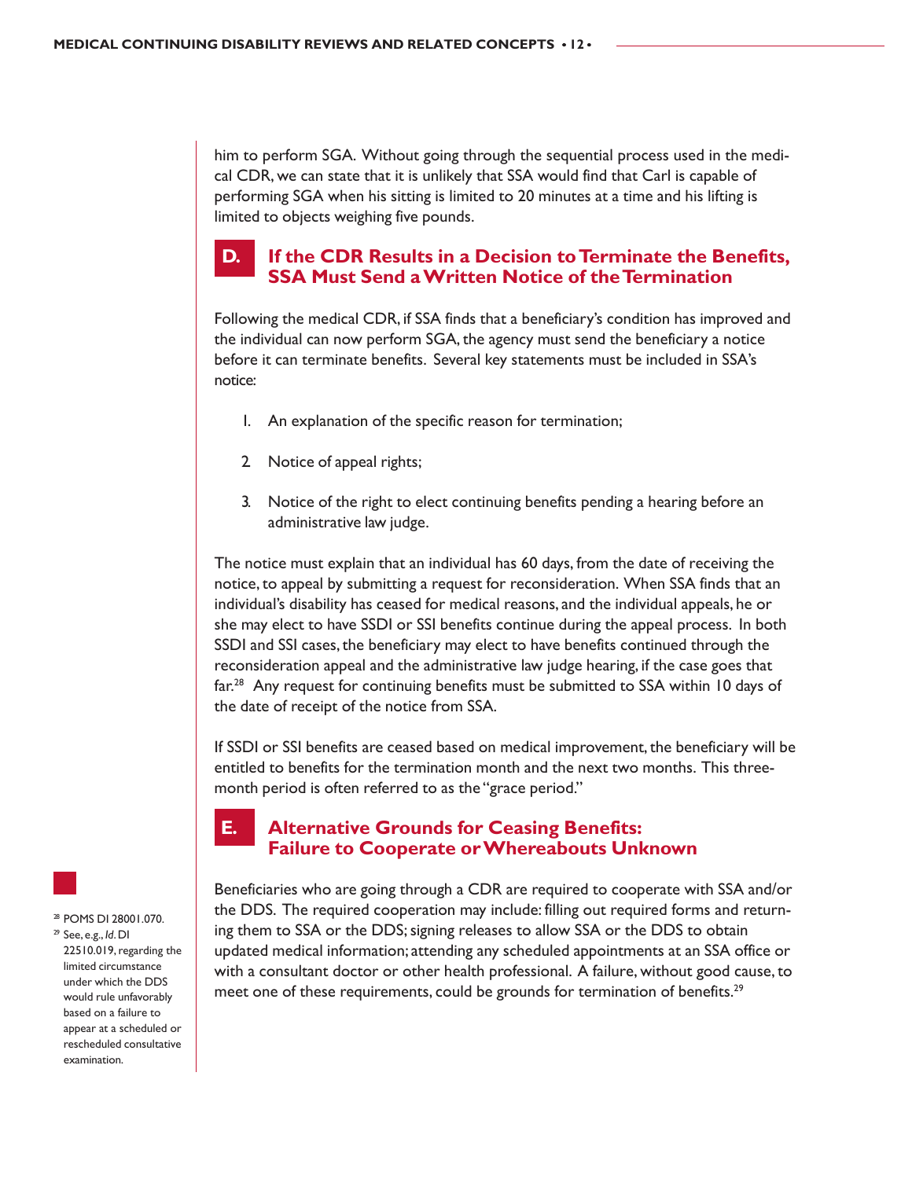him to perform SGA. Without going through the sequential process used in the medical CDR, we can state that it is unlikely that SSA would find that Carl is capable of performing SGA when his sitting is limited to 20 minutes at a time and his lifting is limited to objects weighing five pounds.

## D. If the CDR Results in a Decision to Terminate the Benefits, SSA Must Send a Written Notice of the Termination

Following the medical CDR, if SSA finds that a beneficiary's condition has improved and the individual can now perform SGA, the agency must send the beneficiary a notice before it can terminate benefits. Several key statements must be included in SSA's notice:

1. An explanation of the specific reason for termination;
2. Notice of appeal rights;
3. Notice of the right to elect continuing benefits pending a hearing before an administrative law judge.

The notice must explain that an individual has 60 days, from the date of receiving the notice, to appeal by submitting a request for reconsideration. When SSA finds that an individual's disability has ceased for medical reasons, and the individual appeals, he or she may elect to have SSDI or SSI benefits continue during the appeal process. In both SSDI and SSI cases, the beneficiary may elect to have benefits continued through the reconsideration appeal and the administrative law judge hearing, if the case goes that far.[28] Any request for continuing benefits must be submitted to SSA within 10 days of the date of receipt of the notice from SSA.

If SSDI or SSI benefits are ceased based on medical improvement, the beneficiary will be entitled to benefits for the termination month and the next two months. This three-month period is often referred to as the "grace period."

## E. Alternative Grounds for Ceasing Benefits: Failure to Cooperate or Whereabouts Unknown

Beneficiaries who are going through a CDR are required to cooperate with SSA and/or the DDS. The required cooperation may include: filling out required forms and returning them to SSA or the DDS; signing releases to allow SSA or the DDS to obtain updated medical information; attending any scheduled appointments at an SSA office or with a consultant doctor or other health professional. A failure, without good cause, to meet one of these requirements, could be grounds for termination of benefits.[29]

[28] POMS DI 28001.070.

[29] See, e.g., *Id.* DI 22510.019, regarding the limited circumstance under which the DDS would rule unfavorably based on a failure to appear at a scheduled or rescheduled consultative examination.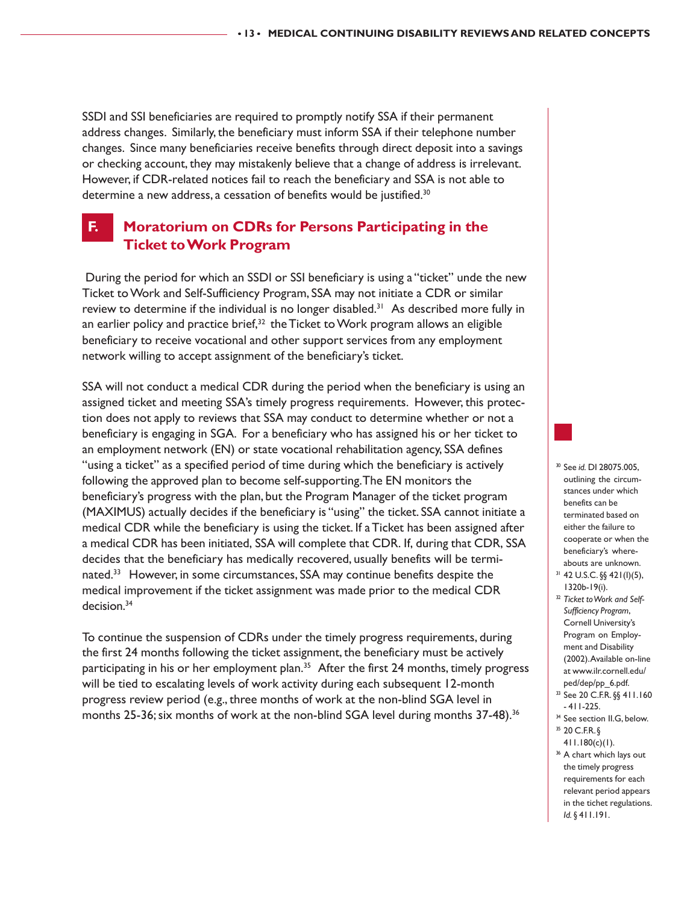SSDI and SSI beneficiaries are required to promptly notify SSA if their permanent address changes. Similarly, the beneficiary must inform SSA if their telephone number changes. Since many beneficiaries receive benefits through direct deposit into a savings or checking account, they may mistakenly believe that a change of address is irrelevant. However, if CDR-related notices fail to reach the beneficiary and SSA is not able to determine a new address, a cessation of benefits would be justified.[30]

## F. Moratorium on CDRs for Persons Participating in the Ticket to Work Program

During the period for which an SSDI or SSI beneficiary is using a "ticket" unde the new Ticket to Work and Self-Sufficiency Program, SSA may not initiate a CDR or similar review to determine if the individual is no longer disabled.[31] As described more fully in an earlier policy and practice brief,[32] the Ticket to Work program allows an eligible beneficiary to receive vocational and other support services from any employment network willing to accept assignment of the beneficiary's ticket.

SSA will not conduct a medical CDR during the period when the beneficiary is using an assigned ticket and meeting SSA's timely progress requirements. However, this protection does not apply to reviews that SSA may conduct to determine whether or not a beneficiary is engaging in SGA. For a beneficiary who has assigned his or her ticket to an employment network (EN) or state vocational rehabilitation agency, SSA defines "using a ticket" as a specified period of time during which the beneficiary is actively following the approved plan to become self-supporting. The EN monitors the beneficiary's progress with the plan, but the Program Manager of the ticket program (MAXIMUS) actually decides if the beneficiary is "using" the ticket. SSA cannot initiate a medical CDR while the beneficiary is using the ticket. If a Ticket has been assigned after a medical CDR has been initiated, SSA will complete that CDR. If, during that CDR, SSA decides that the beneficiary has medically recovered, usually benefits will be terminated.[33] However, in some circumstances, SSA may continue benefits despite the medical improvement if the ticket assignment was made prior to the medical CDR decision.[34]

To continue the suspension of CDRs under the timely progress requirements, during the first 24 months following the ticket assignment, the beneficiary must be actively participating in his or her employment plan.[35] After the first 24 months, timely progress will be tied to escalating levels of work activity during each subsequent 12-month progress review period (e.g., three months of work at the non-blind SGA level in months 25-36; six months of work at the non-blind SGA level during months 37-48).[36]

---

[30] See *id.* DI 28075.005, outlining the circumstances under which benefits can be terminated based on either the failure to cooperate or when the beneficiary's whereabouts are unknown.

[31] 42 U.S.C. §§ 421(l)(5), 1320b-19(i).

[32] *Ticket to Work and Self-Sufficiency Program*, Cornell University's Program on Employment and Disability (2002). Available on-line at www.ilr.cornell.edu/ped/dep/pp_6.pdf.

[33] See 20 C.F.R. §§ 411.160 - 411-225.

[34] See section II.G, below.

[35] 20 C.F.R. § 411.180(c)(1).

[36] A chart which lays out the timely progress requirements for each relevant period appears in the tichet regulations. *Id.* § 411.191.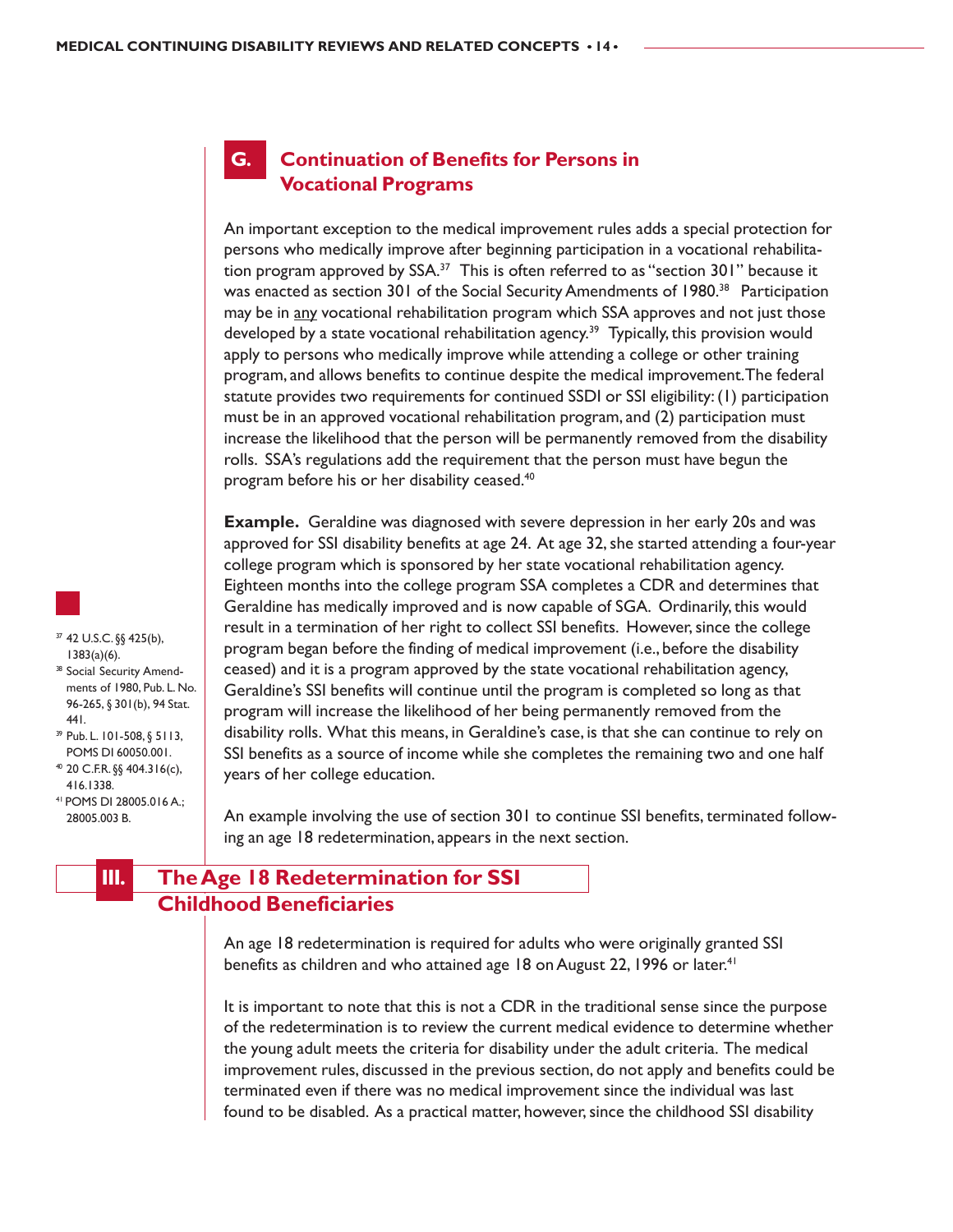## G. Continuation of Benefits for Persons in Vocational Programs

An important exception to the medical improvement rules adds a special protection for persons who medically improve after beginning participation in a vocational rehabilitation program approved by SSA.[37] This is often referred to as "section 301" because it was enacted as section 301 of the Social Security Amendments of 1980.[38] Participation may be in any vocational rehabilitation program which SSA approves and not just those developed by a state vocational rehabilitation agency.[39] Typically, this provision would apply to persons who medically improve while attending a college or other training program, and allows benefits to continue despite the medical improvement. The federal statute provides two requirements for continued SSDI or SSI eligibility: (1) participation must be in an approved vocational rehabilitation program, and (2) participation must increase the likelihood that the person will be permanently removed from the disability rolls. SSA's regulations add the requirement that the person must have begun the program before his or her disability ceased.[40]

**Example.** Geraldine was diagnosed with severe depression in her early 20s and was approved for SSI disability benefits at age 24. At age 32, she started attending a four-year college program which is sponsored by her state vocational rehabilitation agency. Eighteen months into the college program SSA completes a CDR and determines that Geraldine has medically improved and is now capable of SGA. Ordinarily, this would result in a termination of her right to collect SSI benefits. However, since the college program began before the finding of medical improvement (i.e., before the disability ceased) and it is a program approved by the state vocational rehabilitation agency, Geraldine's SSI benefits will continue until the program is completed so long as that program will increase the likelihood of her being permanently removed from the disability rolls. What this means, in Geraldine's case, is that she can continue to rely on SSI benefits as a source of income while she completes the remaining two and one half years of her college education.

An example involving the use of section 301 to continue SSI benefits, terminated following an age 18 redetermination, appears in the next section.

# III. The Age 18 Redetermination for SSI Childhood Beneficiaries

An age 18 redetermination is required for adults who were originally granted SSI benefits as children and who attained age 18 on August 22, 1996 or later.[41]

It is important to note that this is not a CDR in the traditional sense since the purpose of the redetermination is to review the current medical evidence to determine whether the young adult meets the criteria for disability under the adult criteria. The medical improvement rules, discussed in the previous section, do not apply and benefits could be terminated even if there was no medical improvement since the individual was last found to be disabled. As a practical matter, however, since the childhood SSI disability

---

[37] 42 U.S.C. §§ 425(b), 1383(a)(6).

[38] Social Security Amendments of 1980, Pub. L. No. 96-265, § 301(b), 94 Stat. 441.

[39] Pub. L. 101-508, § 5113, POMS DI 60050.001.

[40] 20 C.F.R. §§ 404.316(c), 416.1338.

[41] POMS DI 28005.016 A.; 28005.003 B.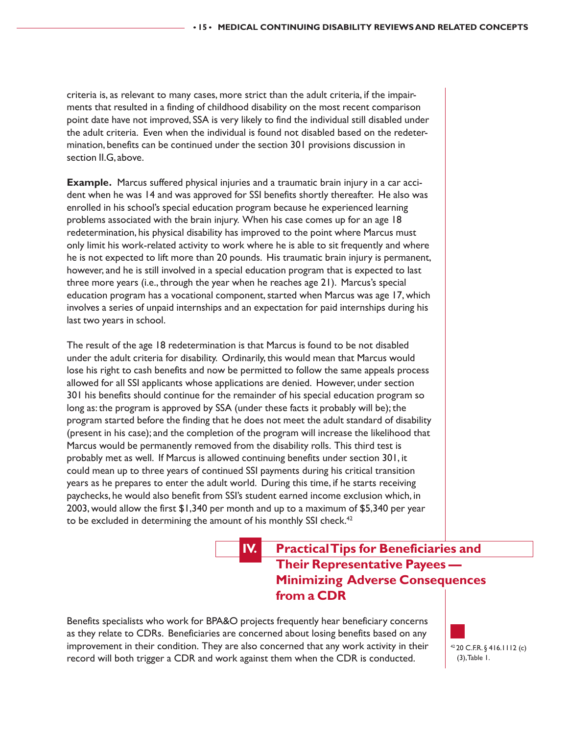criteria is, as relevant to many cases, more strict than the adult criteria, if the impairments that resulted in a finding of childhood disability on the most recent comparison point date have not improved, SSA is very likely to find the individual still disabled under the adult criteria. Even when the individual is found not disabled based on the redetermination, benefits can be continued under the section 301 provisions discussion in section II.G, above.

**Example.** Marcus suffered physical injuries and a traumatic brain injury in a car accident when he was 14 and was approved for SSI benefits shortly thereafter. He also was enrolled in his school's special education program because he experienced learning problems associated with the brain injury. When his case comes up for an age 18 redetermination, his physical disability has improved to the point where Marcus must only limit his work-related activity to work where he is able to sit frequently and where he is not expected to lift more than 20 pounds. His traumatic brain injury is permanent, however, and he is still involved in a special education program that is expected to last three more years (i.e., through the year when he reaches age 21). Marcus's special education program has a vocational component, started when Marcus was age 17, which involves a series of unpaid internships and an expectation for paid internships during his last two years in school.

The result of the age 18 redetermination is that Marcus is found to be not disabled under the adult criteria for disability. Ordinarily, this would mean that Marcus would lose his right to cash benefits and now be permitted to follow the same appeals process allowed for all SSI applicants whose applications are denied. However, under section 301 his benefits should continue for the remainder of his special education program so long as: the program is approved by SSA (under these facts it probably will be); the program started before the finding that he does not meet the adult standard of disability (present in his case); and the completion of the program will increase the likelihood that Marcus would be permanently removed from the disability rolls. This third test is probably met as well. If Marcus is allowed continuing benefits under section 301, it could mean up to three years of continued SSI payments during his critical transition years as he prepares to enter the adult world. During this time, if he starts receiving paychecks, he would also benefit from SSI's student earned income exclusion which, in 2003, would allow the first $1,340 per month and up to a maximum of $5,340 per year to be excluded in determining the amount of his monthly SSI check.[42]

## IV. Practical Tips for Beneficiaries and Their Representative Payees — Minimizing Adverse Consequences from a CDR

Benefits specialists who work for BPA&O projects frequently hear beneficiary concerns as they relate to CDRs. Beneficiaries are concerned about losing benefits based on any improvement in their condition. They are also concerned that any work activity in their record will both trigger a CDR and work against them when the CDR is conducted.

[42] 20 C.F.R. § 416.1112 (c)(3), Table 1.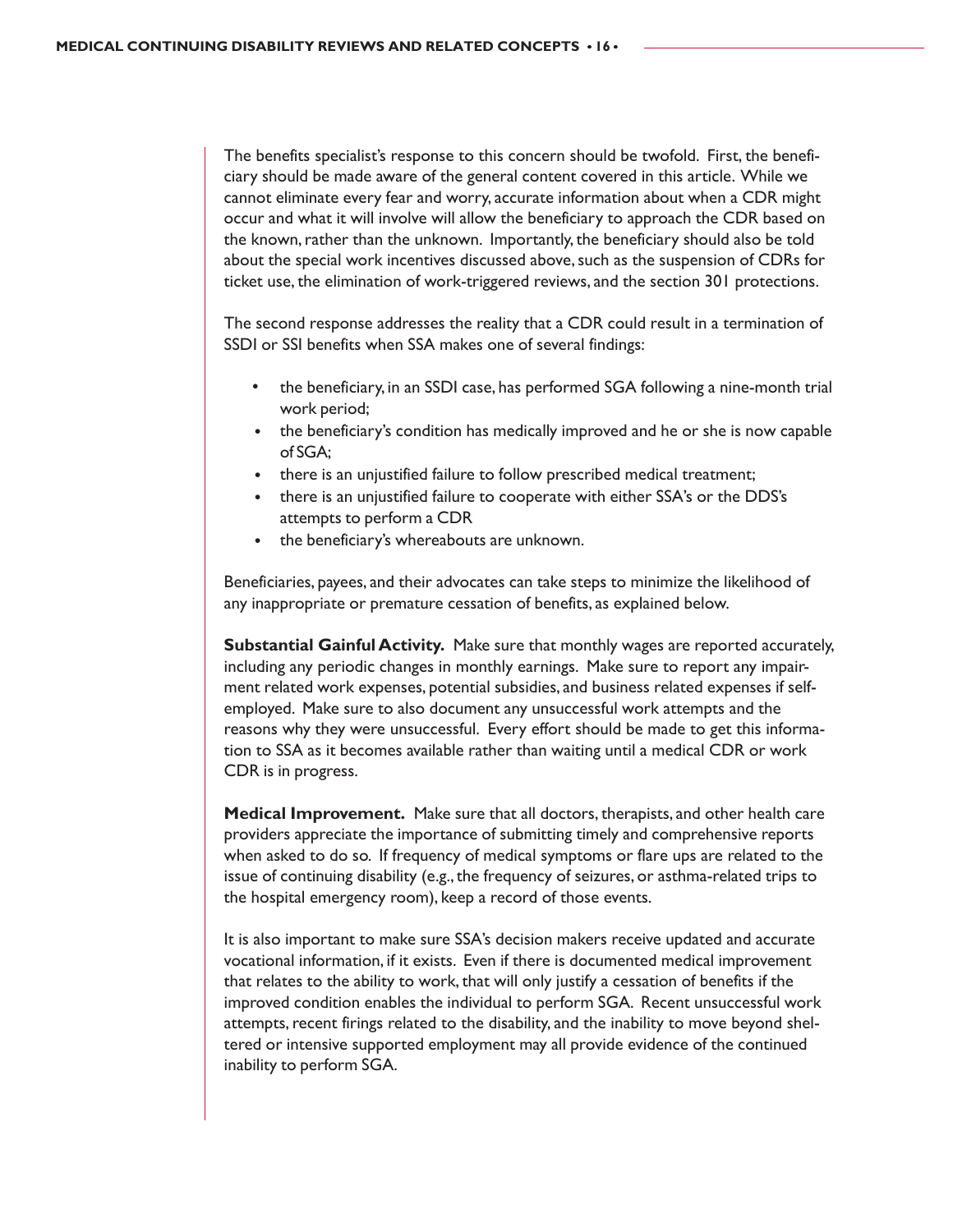The benefits specialist's response to this concern should be twofold. First, the beneficiary should be made aware of the general content covered in this article. While we cannot eliminate every fear and worry, accurate information about when a CDR might occur and what it will involve will allow the beneficiary to approach the CDR based on the known, rather than the unknown. Importantly, the beneficiary should also be told about the special work incentives discussed above, such as the suspension of CDRs for ticket use, the elimination of work-triggered reviews, and the section 301 protections.

The second response addresses the reality that a CDR could result in a termination of SSDI or SSI benefits when SSA makes one of several findings:

- the beneficiary, in an SSDI case, has performed SGA following a nine-month trial work period;
- the beneficiary's condition has medically improved and he or she is now capable of SGA;
- there is an unjustified failure to follow prescribed medical treatment;
- there is an unjustified failure to cooperate with either SSA's or the DDS's attempts to perform a CDR
- the beneficiary's whereabouts are unknown.

Beneficiaries, payees, and their advocates can take steps to minimize the likelihood of any inappropriate or premature cessation of benefits, as explained below.

**Substantial Gainful Activity.** Make sure that monthly wages are reported accurately, including any periodic changes in monthly earnings. Make sure to report any impairment related work expenses, potential subsidies, and business related expenses if self-employed. Make sure to also document any unsuccessful work attempts and the reasons why they were unsuccessful. Every effort should be made to get this information to SSA as it becomes available rather than waiting until a medical CDR or work CDR is in progress.

**Medical Improvement.** Make sure that all doctors, therapists, and other health care providers appreciate the importance of submitting timely and comprehensive reports when asked to do so. If frequency of medical symptoms or flare ups are related to the issue of continuing disability (e.g., the frequency of seizures, or asthma-related trips to the hospital emergency room), keep a record of those events.

It is also important to make sure SSA's decision makers receive updated and accurate vocational information, if it exists. Even if there is documented medical improvement that relates to the ability to work, that will only justify a cessation of benefits if the improved condition enables the individual to perform SGA. Recent unsuccessful work attempts, recent firings related to the disability, and the inability to move beyond sheltered or intensive supported employment may all provide evidence of the continued inability to perform SGA.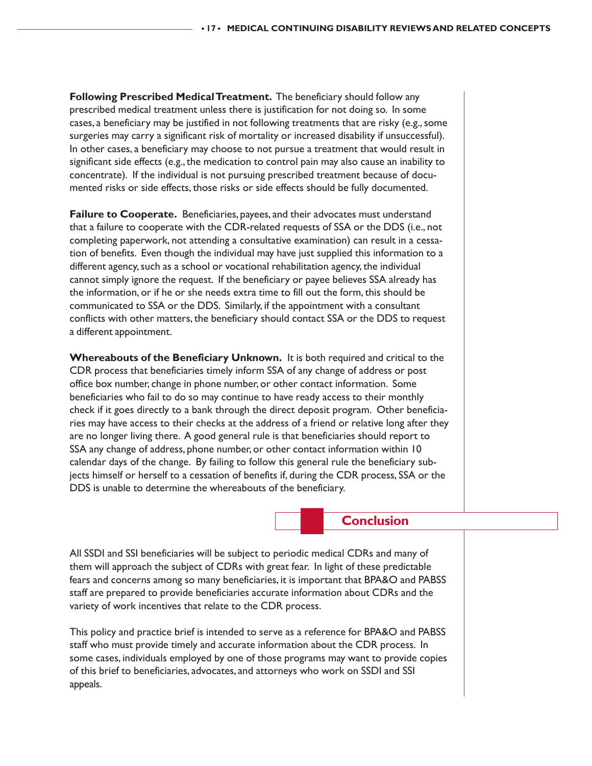**Following Prescribed Medical Treatment.** The beneficiary should follow any prescribed medical treatment unless there is justification for not doing so. In some cases, a beneficiary may be justified in not following treatments that are risky (e.g., some surgeries may carry a significant risk of mortality or increased disability if unsuccessful). In other cases, a beneficiary may choose to not pursue a treatment that would result in significant side effects (e.g., the medication to control pain may also cause an inability to concentrate). If the individual is not pursuing prescribed treatment because of documented risks or side effects, those risks or side effects should be fully documented.

**Failure to Cooperate.** Beneficiaries, payees, and their advocates must understand that a failure to cooperate with the CDR-related requests of SSA or the DDS (i.e., not completing paperwork, not attending a consultative examination) can result in a cessation of benefits. Even though the individual may have just supplied this information to a different agency, such as a school or vocational rehabilitation agency, the individual cannot simply ignore the request. If the beneficiary or payee believes SSA already has the information, or if he or she needs extra time to fill out the form, this should be communicated to SSA or the DDS. Similarly, if the appointment with a consultant conflicts with other matters, the beneficiary should contact SSA or the DDS to request a different appointment.

**Whereabouts of the Beneficiary Unknown.** It is both required and critical to the CDR process that beneficiaries timely inform SSA of any change of address or post office box number, change in phone number, or other contact information. Some beneficiaries who fail to do so may continue to have ready access to their monthly check if it goes directly to a bank through the direct deposit program. Other beneficiaries may have access to their checks at the address of a friend or relative long after they are no longer living there. A good general rule is that beneficiaries should report to SSA any change of address, phone number, or other contact information within 10 calendar days of the change. By failing to follow this general rule the beneficiary subjects himself or herself to a cessation of benefits if, during the CDR process, SSA or the DDS is unable to determine the whereabouts of the beneficiary.

## Conclusion

All SSDI and SSI beneficiaries will be subject to periodic medical CDRs and many of them will approach the subject of CDRs with great fear. In light of these predictable fears and concerns among so many beneficiaries, it is important that BPA&O and PABSS staff are prepared to provide beneficiaries accurate information about CDRs and the variety of work incentives that relate to the CDR process.

This policy and practice brief is intended to serve as a reference for BPA&O and PABSS staff who must provide timely and accurate information about the CDR process. In some cases, individuals employed by one of those programs may want to provide copies of this brief to beneficiaries, advocates, and attorneys who work on SSDI and SSI appeals.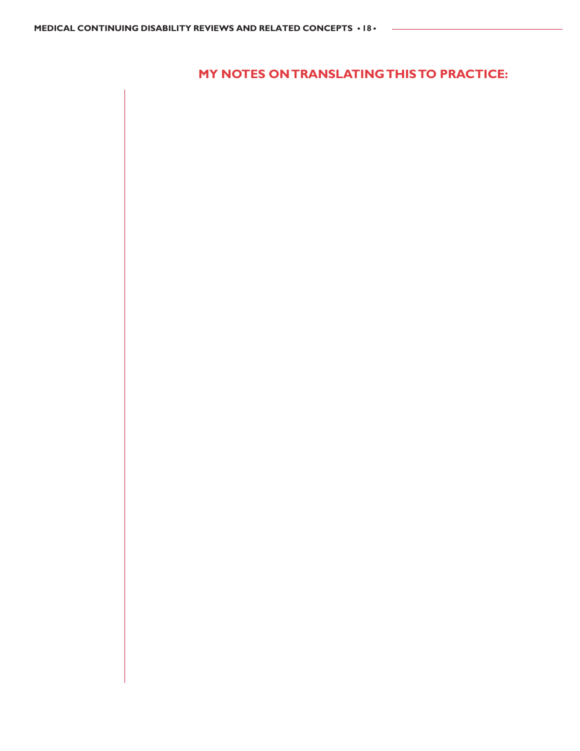## MY NOTES ON TRANSLATING THIS TO PRACTICE: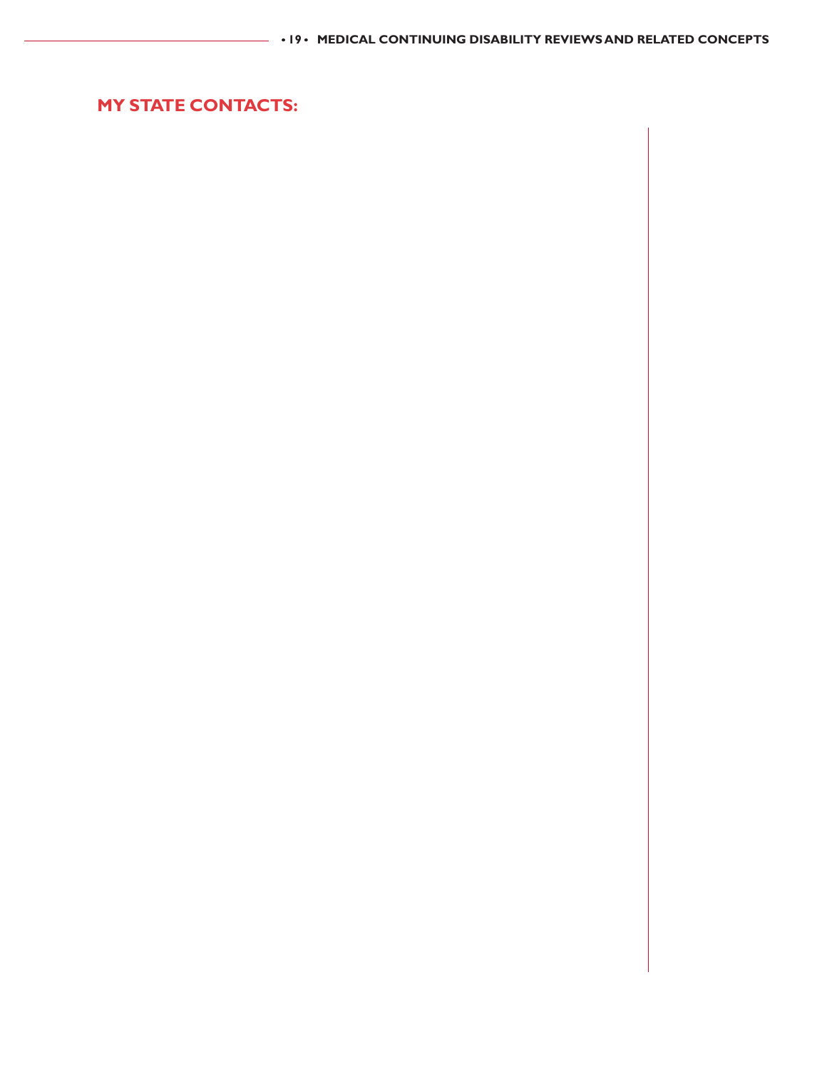## MY STATE CONTACTS: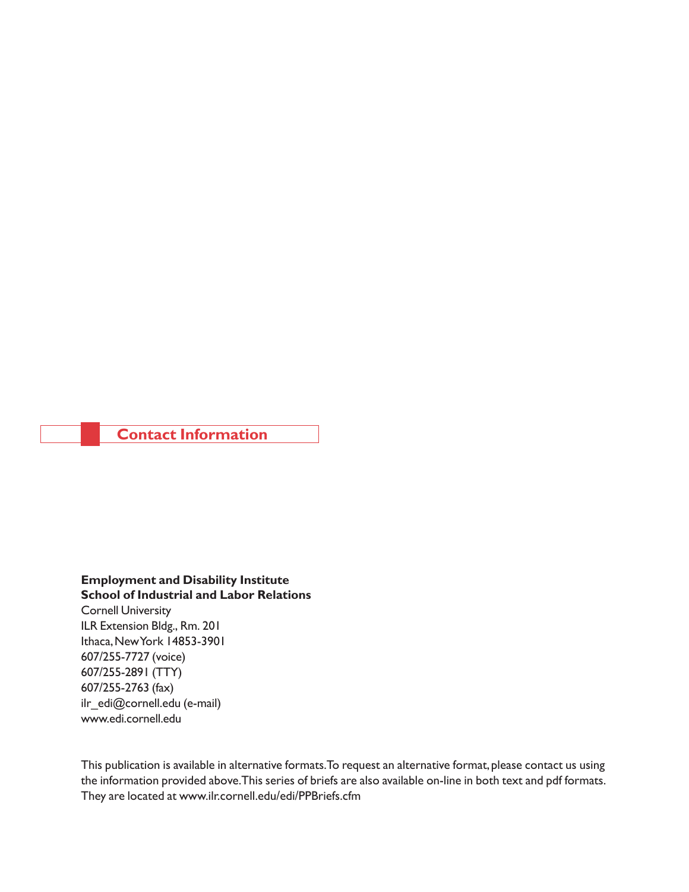## Contact Information

**Employment and Disability Institute**
**School of Industrial and Labor Relations**
Cornell University
ILR Extension Bldg., Rm. 201
Ithaca, New York 14853-3901
607/255-7727 (voice)
607/255-2891 (TTY)
607/255-2763 (fax)
ilr_edi@cornell.edu (e-mail)
www.edi.cornell.edu

This publication is available in alternative formats. To request an alternative format, please contact us using the information provided above. This series of briefs are also available on-line in both text and pdf formats. They are located at www.ilr.cornell.edu/edi/PPBriefs.cfm